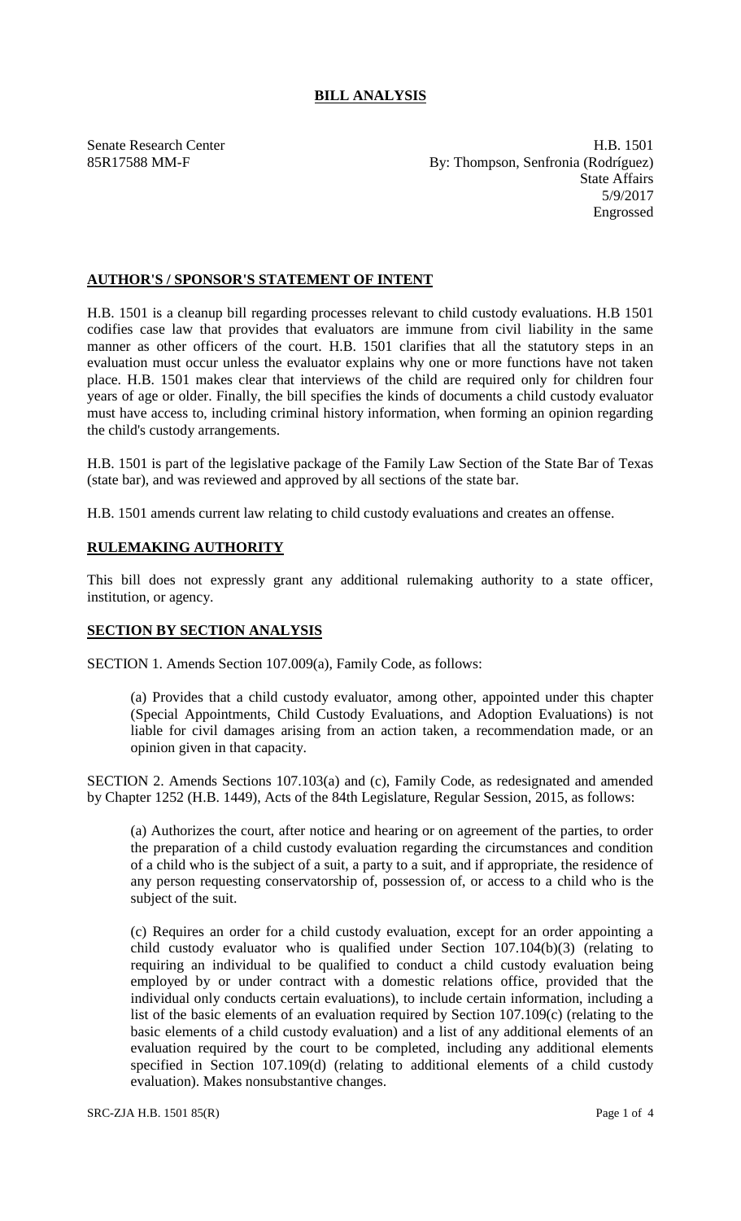# BILL ANALYSIS

Senate Research Center
85R17588 MM-F

H.B. 1501
By: Thompson, Senfronia (Rodríguez)
State Affairs
5/9/2017
Engrossed

## AUTHOR'S / SPONSOR'S STATEMENT OF INTENT

H.B. 1501 is a cleanup bill regarding processes relevant to child custody evaluations. H.B 1501 codifies case law that provides that evaluators are immune from civil liability in the same manner as other officers of the court. H.B. 1501 clarifies that all the statutory steps in an evaluation must occur unless the evaluator explains why one or more functions have not taken place. H.B. 1501 makes clear that interviews of the child are required only for children four years of age or older. Finally, the bill specifies the kinds of documents a child custody evaluator must have access to, including criminal history information, when forming an opinion regarding the child's custody arrangements.

H.B. 1501 is part of the legislative package of the Family Law Section of the State Bar of Texas (state bar), and was reviewed and approved by all sections of the state bar.

H.B. 1501 amends current law relating to child custody evaluations and creates an offense.

## RULEMAKING AUTHORITY

This bill does not expressly grant any additional rulemaking authority to a state officer, institution, or agency.

## SECTION BY SECTION ANALYSIS

SECTION 1. Amends Section 107.009(a), Family Code, as follows:

(a) Provides that a child custody evaluator, among other, appointed under this chapter (Special Appointments, Child Custody Evaluations, and Adoption Evaluations) is not liable for civil damages arising from an action taken, a recommendation made, or an opinion given in that capacity.

SECTION 2. Amends Sections 107.103(a) and (c), Family Code, as redesignated and amended by Chapter 1252 (H.B. 1449), Acts of the 84th Legislature, Regular Session, 2015, as follows:

(a) Authorizes the court, after notice and hearing or on agreement of the parties, to order the preparation of a child custody evaluation regarding the circumstances and condition of a child who is the subject of a suit, a party to a suit, and if appropriate, the residence of any person requesting conservatorship of, possession of, or access to a child who is the subject of the suit.

(c) Requires an order for a child custody evaluation, except for an order appointing a child custody evaluator who is qualified under Section 107.104(b)(3) (relating to requiring an individual to be qualified to conduct a child custody evaluation being employed by or under contract with a domestic relations office, provided that the individual only conducts certain evaluations), to include certain information, including a list of the basic elements of an evaluation required by Section 107.109(c) (relating to the basic elements of a child custody evaluation) and a list of any additional elements of an evaluation required by the court to be completed, including any additional elements specified in Section 107.109(d) (relating to additional elements of a child custody evaluation). Makes nonsubstantive changes.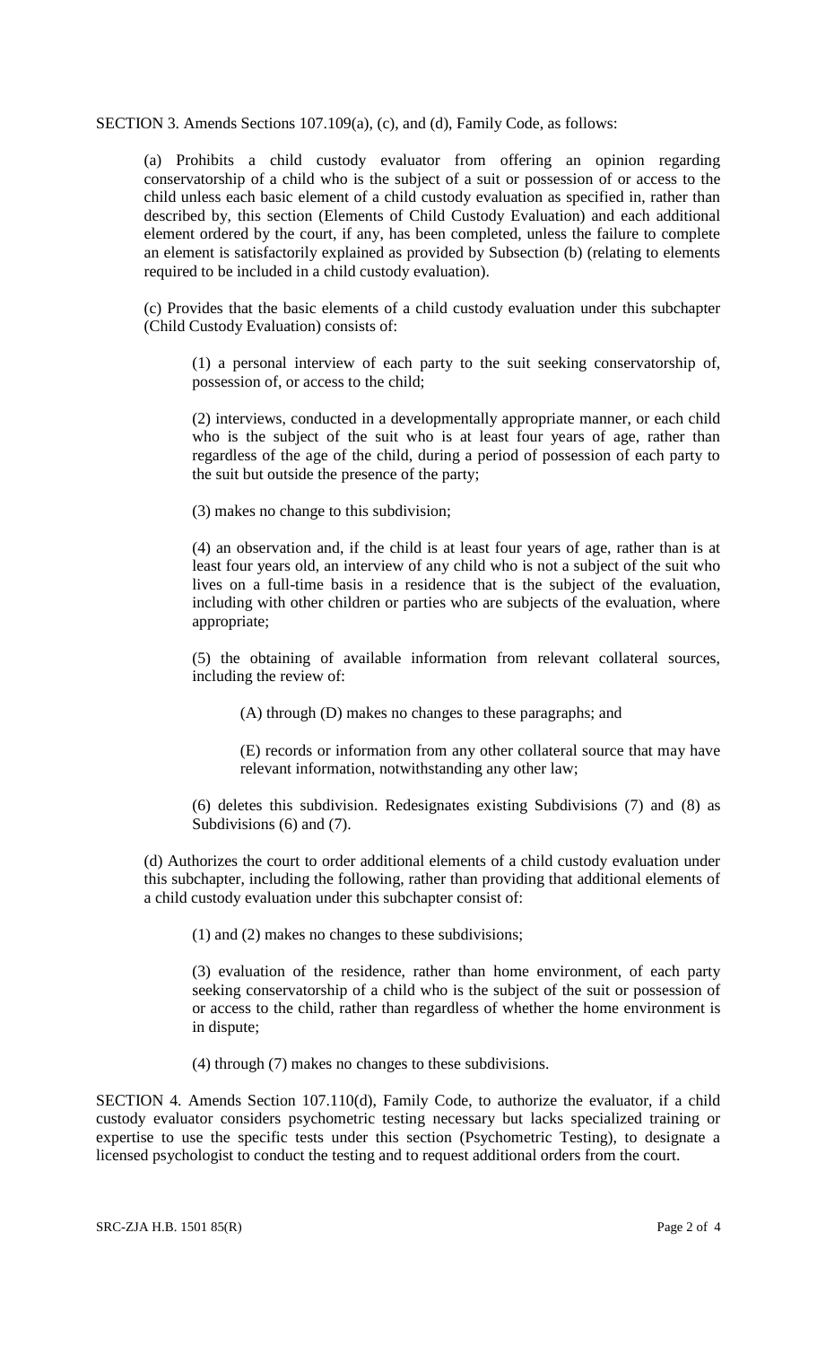SECTION 3. Amends Sections 107.109(a), (c), and (d), Family Code, as follows:

(a) Prohibits a child custody evaluator from offering an opinion regarding conservatorship of a child who is the subject of a suit or possession of or access to the child unless each basic element of a child custody evaluation as specified in, rather than described by, this section (Elements of Child Custody Evaluation) and each additional element ordered by the court, if any, has been completed, unless the failure to complete an element is satisfactorily explained as provided by Subsection (b) (relating to elements required to be included in a child custody evaluation).

(c) Provides that the basic elements of a child custody evaluation under this subchapter (Child Custody Evaluation) consists of:

(1) a personal interview of each party to the suit seeking conservatorship of, possession of, or access to the child;

(2) interviews, conducted in a developmentally appropriate manner, or each child who is the subject of the suit who is at least four years of age, rather than regardless of the age of the child, during a period of possession of each party to the suit but outside the presence of the party;

(3) makes no change to this subdivision;

(4) an observation and, if the child is at least four years of age, rather than is at least four years old, an interview of any child who is not a subject of the suit who lives on a full-time basis in a residence that is the subject of the evaluation, including with other children or parties who are subjects of the evaluation, where appropriate;

(5) the obtaining of available information from relevant collateral sources, including the review of:

(A) through (D) makes no changes to these paragraphs; and

(E) records or information from any other collateral source that may have relevant information, notwithstanding any other law;

(6) deletes this subdivision. Redesignates existing Subdivisions (7) and (8) as Subdivisions (6) and (7).

(d) Authorizes the court to order additional elements of a child custody evaluation under this subchapter, including the following, rather than providing that additional elements of a child custody evaluation under this subchapter consist of:

(1) and (2) makes no changes to these subdivisions;

(3) evaluation of the residence, rather than home environment, of each party seeking conservatorship of a child who is the subject of the suit or possession of or access to the child, rather than regardless of whether the home environment is in dispute;

(4) through (7) makes no changes to these subdivisions.

SECTION 4. Amends Section 107.110(d), Family Code, to authorize the evaluator, if a child custody evaluator considers psychometric testing necessary but lacks specialized training or expertise to use the specific tests under this section (Psychometric Testing), to designate a licensed psychologist to conduct the testing and to request additional orders from the court.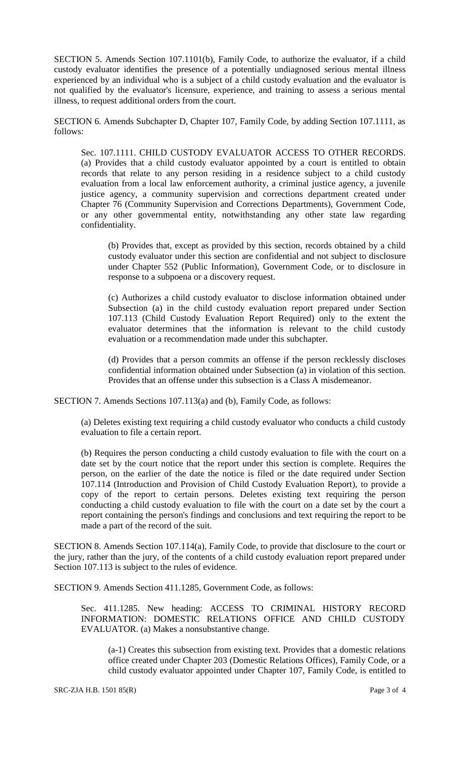SECTION 5. Amends Section 107.1101(b), Family Code, to authorize the evaluator, if a child custody evaluator identifies the presence of a potentially undiagnosed serious mental illness experienced by an individual who is a subject of a child custody evaluation and the evaluator is not qualified by the evaluator's licensure, experience, and training to assess a serious mental illness, to request additional orders from the court.

SECTION 6. Amends Subchapter D, Chapter 107, Family Code, by adding Section 107.1111, as follows:

Sec. 107.1111. CHILD CUSTODY EVALUATOR ACCESS TO OTHER RECORDS. (a) Provides that a child custody evaluator appointed by a court is entitled to obtain records that relate to any person residing in a residence subject to a child custody evaluation from a local law enforcement authority, a criminal justice agency, a juvenile justice agency, a community supervision and corrections department created under Chapter 76 (Community Supervision and Corrections Departments), Government Code, or any other governmental entity, notwithstanding any other state law regarding confidentiality.

(b) Provides that, except as provided by this section, records obtained by a child custody evaluator under this section are confidential and not subject to disclosure under Chapter 552 (Public Information), Government Code, or to disclosure in response to a subpoena or a discovery request.

(c) Authorizes a child custody evaluator to disclose information obtained under Subsection (a) in the child custody evaluation report prepared under Section 107.113 (Child Custody Evaluation Report Required) only to the extent the evaluator determines that the information is relevant to the child custody evaluation or a recommendation made under this subchapter.

(d) Provides that a person commits an offense if the person recklessly discloses confidential information obtained under Subsection (a) in violation of this section. Provides that an offense under this subsection is a Class A misdemeanor.

SECTION 7. Amends Sections 107.113(a) and (b), Family Code, as follows:

(a) Deletes existing text requiring a child custody evaluator who conducts a child custody evaluation to file a certain report.

(b) Requires the person conducting a child custody evaluation to file with the court on a date set by the court notice that the report under this section is complete. Requires the person, on the earlier of the date the notice is filed or the date required under Section 107.114 (Introduction and Provision of Child Custody Evaluation Report), to provide a copy of the report to certain persons. Deletes existing text requiring the person conducting a child custody evaluation to file with the court on a date set by the court a report containing the person's findings and conclusions and text requiring the report to be made a part of the record of the suit.

SECTION 8. Amends Section 107.114(a), Family Code, to provide that disclosure to the court or the jury, rather than the jury, of the contents of a child custody evaluation report prepared under Section 107.113 is subject to the rules of evidence.

SECTION 9. Amends Section 411.1285, Government Code, as follows:

Sec. 411.1285. New heading: ACCESS TO CRIMINAL HISTORY RECORD INFORMATION: DOMESTIC RELATIONS OFFICE AND CHILD CUSTODY EVALUATOR. (a) Makes a nonsubstantive change.

(a-1) Creates this subsection from existing text. Provides that a domestic relations office created under Chapter 203 (Domestic Relations Offices), Family Code, or a child custody evaluator appointed under Chapter 107, Family Code, is entitled to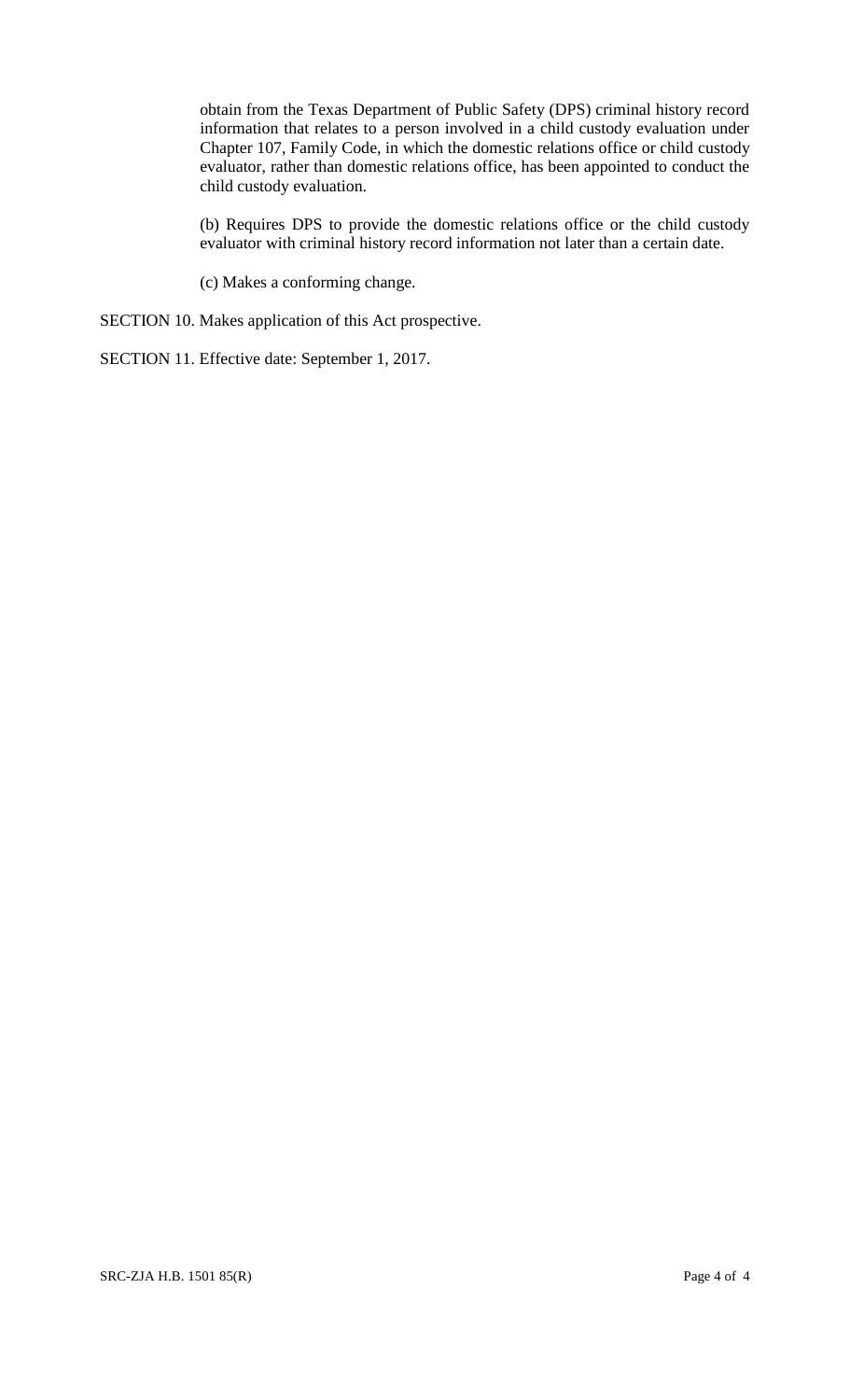obtain from the Texas Department of Public Safety (DPS) criminal history record information that relates to a person involved in a child custody evaluation under Chapter 107, Family Code, in which the domestic relations office or child custody evaluator, rather than domestic relations office, has been appointed to conduct the child custody evaluation.

(b) Requires DPS to provide the domestic relations office or the child custody evaluator with criminal history record information not later than a certain date.

(c) Makes a conforming change.

SECTION 10. Makes application of this Act prospective.

SECTION 11. Effective date: September 1, 2017.